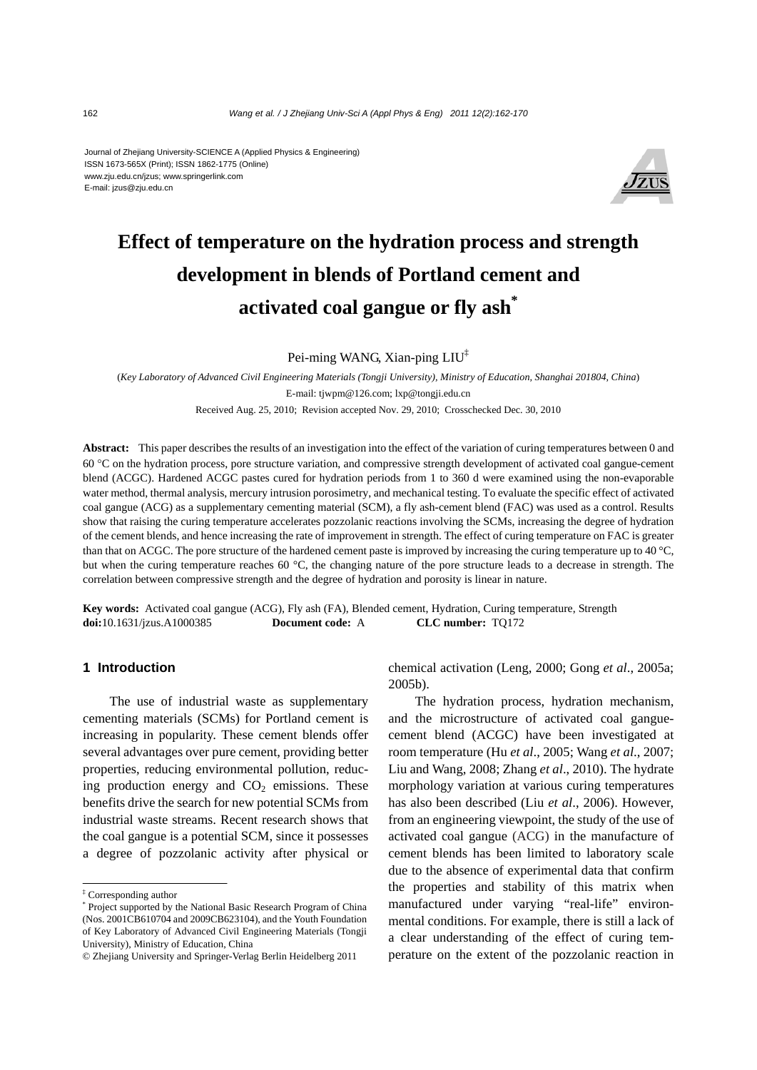Journal of Zhejiang University-SCIENCE A (Applied Physics & Engineering)
ISSN 1673-565X (Print); ISSN 1862-1775 (Online)
www.zju.edu.cn/jzus; www.springerlink.com
E-mail: jzus@zju.edu.cn

# Effect of temperature on the hydration process and strength development in blends of Portland cement and activated coal gangue or fly ash*

Pei-ming WANG, Xian-ping LIU‡

(*Key Laboratory of Advanced Civil Engineering Materials (Tongji University), Ministry of Education, Shanghai 201804, China*)

E-mail: tjwpm@126.com; lxp@tongji.edu.cn

Received Aug. 25, 2010; Revision accepted Nov. 29, 2010; Crosschecked Dec. 30, 2010

**Abstract:** This paper describes the results of an investigation into the effect of the variation of curing temperatures between 0 and 60 °C on the hydration process, pore structure variation, and compressive strength development of activated coal gangue-cement blend (ACGC). Hardened ACGC pastes cured for hydration periods from 1 to 360 d were examined using the non-evaporable water method, thermal analysis, mercury intrusion porosimetry, and mechanical testing. To evaluate the specific effect of activated coal gangue (ACG) as a supplementary cementing material (SCM), a fly ash-cement blend (FAC) was used as a control. Results show that raising the curing temperature accelerates pozzolanic reactions involving the SCMs, increasing the degree of hydration of the cement blends, and hence increasing the rate of improvement in strength. The effect of curing temperature on FAC is greater than that on ACGC. The pore structure of the hardened cement paste is improved by increasing the curing temperature up to 40 °C, but when the curing temperature reaches 60 °C, the changing nature of the pore structure leads to a decrease in strength. The correlation between compressive strength and the degree of hydration and porosity is linear in nature.

**Key words:** Activated coal gangue (ACG), Fly ash (FA), Blended cement, Hydration, Curing temperature, Strength
**doi:**10.1631/jzus.A1000385 **Document code:** A **CLC number:** TQ172

## 1 Introduction

The use of industrial waste as supplementary cementing materials (SCMs) for Portland cement is increasing in popularity. These cement blends offer several advantages over pure cement, providing better properties, reducing environmental pollution, reducing production energy and $CO_2$ emissions. These benefits drive the search for new potential SCMs from industrial waste streams. Recent research shows that the coal gangue is a potential SCM, since it possesses a degree of pozzolanic activity after physical or chemical activation (Leng, 2000; Gong *et al*., 2005a; 2005b).

The hydration process, hydration mechanism, and the microstructure of activated coal gangue-cement blend (ACGC) have been investigated at room temperature (Hu *et al*., 2005; Wang *et al*., 2007; Liu and Wang, 2008; Zhang *et al*., 2010). The hydrate morphology variation at various curing temperatures has also been described (Liu *et al*., 2006). However, from an engineering viewpoint, the study of the use of activated coal gangue (ACG) in the manufacture of cement blends has been limited to laboratory scale due to the absence of experimental data that confirm the properties and stability of this matrix when manufactured under varying "real-life" environmental conditions. For example, there is still a lack of a clear understanding of the effect of curing temperature on the extent of the pozzolanic reaction in

‡ Corresponding author
\* Project supported by the National Basic Research Program of China (Nos. 2001CB610704 and 2009CB623104), and the Youth Foundation of Key Laboratory of Advanced Civil Engineering Materials (Tongji University), Ministry of Education, China
© Zhejiang University and Springer-Verlag Berlin Heidelberg 2011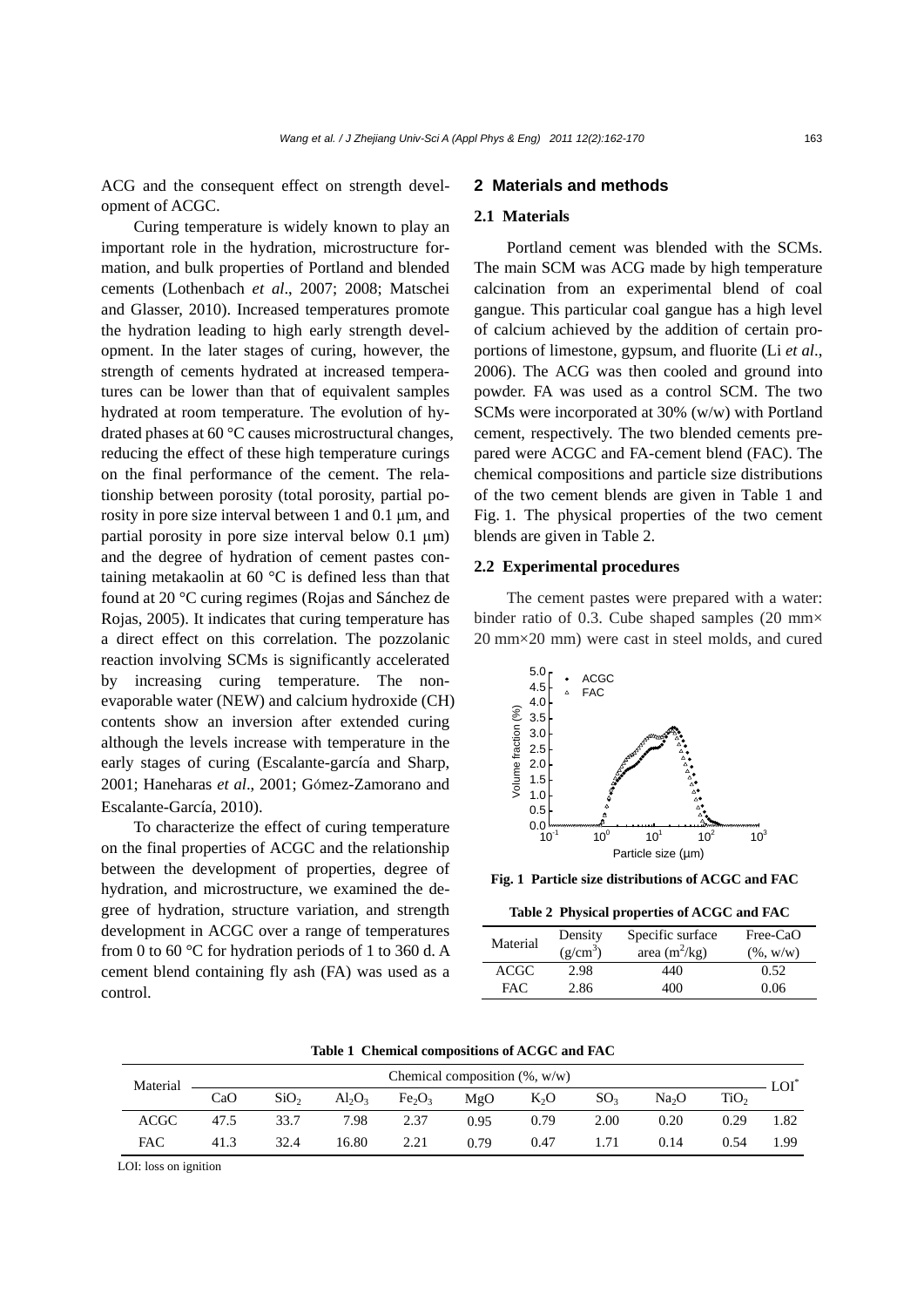ACG and the consequent effect on strength development of ACGC.

Curing temperature is widely known to play an important role in the hydration, microstructure formation, and bulk properties of Portland and blended cements (Lothenbach *et al*., 2007; 2008; Matschei and Glasser, 2010). Increased temperatures promote the hydration leading to high early strength development. In the later stages of curing, however, the strength of cements hydrated at increased temperatures can be lower than that of equivalent samples hydrated at room temperature. The evolution of hydrated phases at 60 °C causes microstructural changes, reducing the effect of these high temperature curings on the final performance of the cement. The relationship between porosity (total porosity, partial porosity in pore size interval between 1 and 0.1 μm, and partial porosity in pore size interval below 0.1 μm) and the degree of hydration of cement pastes containing metakaolin at 60 °C is defined less than that found at 20 °C curing regimes (Rojas and Sánchez de Rojas, 2005). It indicates that curing temperature has a direct effect on this correlation. The pozzolanic reaction involving SCMs is significantly accelerated by increasing curing temperature. The non-evaporable water (NEW) and calcium hydroxide (CH) contents show an inversion after extended curing although the levels increase with temperature in the early stages of curing (Escalante-garcía and Sharp, 2001; Haneharas *et al*., 2001; Gómez-Zamorano and Escalante-García, 2010).

To characterize the effect of curing temperature on the final properties of ACGC and the relationship between the development of properties, degree of hydration, and microstructure, we examined the degree of hydration, structure variation, and strength development in ACGC over a range of temperatures from 0 to 60 °C for hydration periods of 1 to 360 d. A cement blend containing fly ash (FA) was used as a control.

## 2 Materials and methods

### 2.1 Materials

Portland cement was blended with the SCMs. The main SCM was ACG made by high temperature calcination from an experimental blend of coal gangue. This particular coal gangue has a high level of calcium achieved by the addition of certain proportions of limestone, gypsum, and fluorite (Li *et al*., 2006). The ACG was then cooled and ground into powder. FA was used as a control SCM. The two SCMs were incorporated at 30% (w/w) with Portland cement, respectively. The two blended cements prepared were ACGC and FA-cement blend (FAC). The chemical compositions and particle size distributions of the two cement blends are given in Table 1 and Fig. 1. The physical properties of the two cement blends are given in Table 2.

### 2.2 Experimental procedures

The cement pastes were prepared with a water: binder ratio of 0.3. Cube shaped samples (20 mm× 20 mm×20 mm) were cast in steel molds, and cured

**Fig. 1 Particle size distributions of ACGC and FAC**

**Table 2 Physical properties of ACGC and FAC**

| Material | Density ($g/cm^3$) | Specific surface area ($m^2/kg$) | Free-CaO (%, w/w) |
|---|---|---|---|
| ACGC | 2.98 | 440 | 0.52 |
| FAC | 2.86 | 400 | 0.06 |

**Table 1 Chemical compositions of ACGC and FAC**

| Material | Chemical composition (%, w/w) | | | | | | | | | LOI* |
|---|---|---|---|---|---|---|---|---|---|---|
| | CaO | $SiO_2$ | $Al_2O_3$ | $Fe_2O_3$ | MgO | $K_2O$ | $SO_3$ | $Na_2O$ | $TiO_2$ | |
| ACGC | 47.5 | 33.7 | 7.98 | 2.37 | 0.95 | 0.79 | 2.00 | 0.20 | 0.29 | 1.82 |
| FAC | 41.3 | 32.4 | 16.80 | 2.21 | 0.79 | 0.47 | 1.71 | 0.14 | 0.54 | 1.99 |

LOI: loss on ignition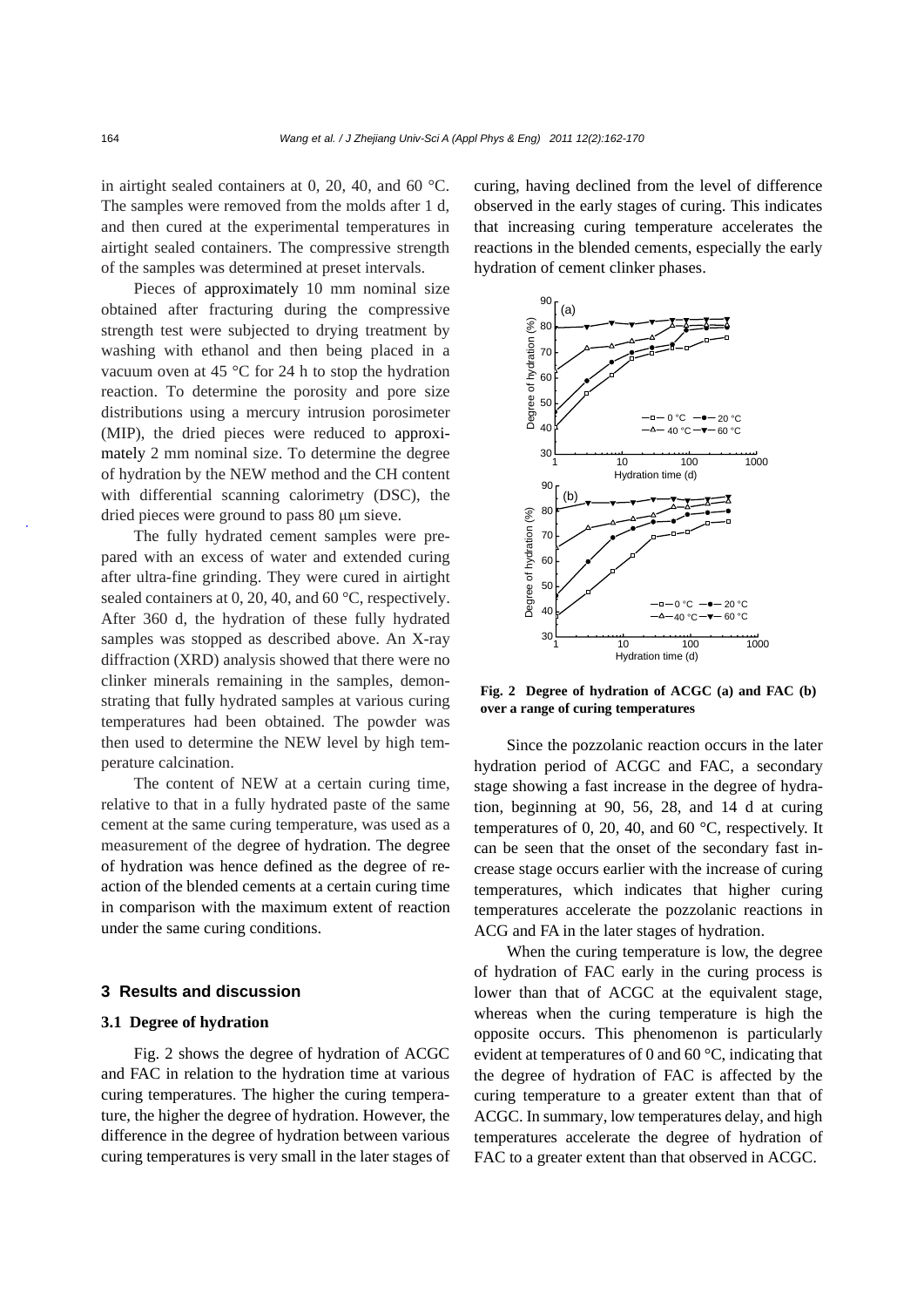in airtight sealed containers at 0, 20, 40, and 60 °C. The samples were removed from the molds after 1 d, and then cured at the experimental temperatures in airtight sealed containers. The compressive strength of the samples was determined at preset intervals.

Pieces of approximately 10 mm nominal size obtained after fracturing during the compressive strength test were subjected to drying treatment by washing with ethanol and then being placed in a vacuum oven at 45 °C for 24 h to stop the hydration reaction. To determine the porosity and pore size distributions using a mercury intrusion porosimeter (MIP), the dried pieces were reduced to approximately 2 mm nominal size. To determine the degree of hydration by the NEW method and the CH content with differential scanning calorimetry (DSC), the dried pieces were ground to pass 80 μm sieve.

The fully hydrated cement samples were prepared with an excess of water and extended curing after ultra-fine grinding. They were cured in airtight sealed containers at 0, 20, 40, and 60 °C, respectively. After 360 d, the hydration of these fully hydrated samples was stopped as described above. An X-ray diffraction (XRD) analysis showed that there were no clinker minerals remaining in the samples, demonstrating that fully hydrated samples at various curing temperatures had been obtained. The powder was then used to determine the NEW level by high temperature calcination.

The content of NEW at a certain curing time, relative to that in a fully hydrated paste of the same cement at the same curing temperature, was used as a measurement of the degree of hydration. The degree of hydration was hence defined as the degree of reaction of the blended cements at a certain curing time in comparison with the maximum extent of reaction under the same curing conditions.

## 3 Results and discussion

### 3.1 Degree of hydration

Fig. 2 shows the degree of hydration of ACGC and FAC in relation to the hydration time at various curing temperatures. The higher the curing temperature, the higher the degree of hydration. However, the difference in the degree of hydration between various curing temperatures is very small in the later stages of curing, having declined from the level of difference observed in the early stages of curing. This indicates that increasing curing temperature accelerates the reactions in the blended cements, especially the early hydration of cement clinker phases.

**Fig. 2 Degree of hydration of ACGC (a) and FAC (b) over a range of curing temperatures**

Since the pozzolanic reaction occurs in the later hydration period of ACGC and FAC, a secondary stage showing a fast increase in the degree of hydration, beginning at 90, 56, 28, and 14 d at curing temperatures of 0, 20, 40, and 60 °C, respectively. It can be seen that the onset of the secondary fast increase stage occurs earlier with the increase of curing temperatures, which indicates that higher curing temperatures accelerate the pozzolanic reactions in ACG and FA in the later stages of hydration.

When the curing temperature is low, the degree of hydration of FAC early in the curing process is lower than that of ACGC at the equivalent stage, whereas when the curing temperature is high the opposite occurs. This phenomenon is particularly evident at temperatures of 0 and 60 °C, indicating that the degree of hydration of FAC is affected by the curing temperature to a greater extent than that of ACGC. In summary, low temperatures delay, and high temperatures accelerate the degree of hydration of FAC to a greater extent than that observed in ACGC.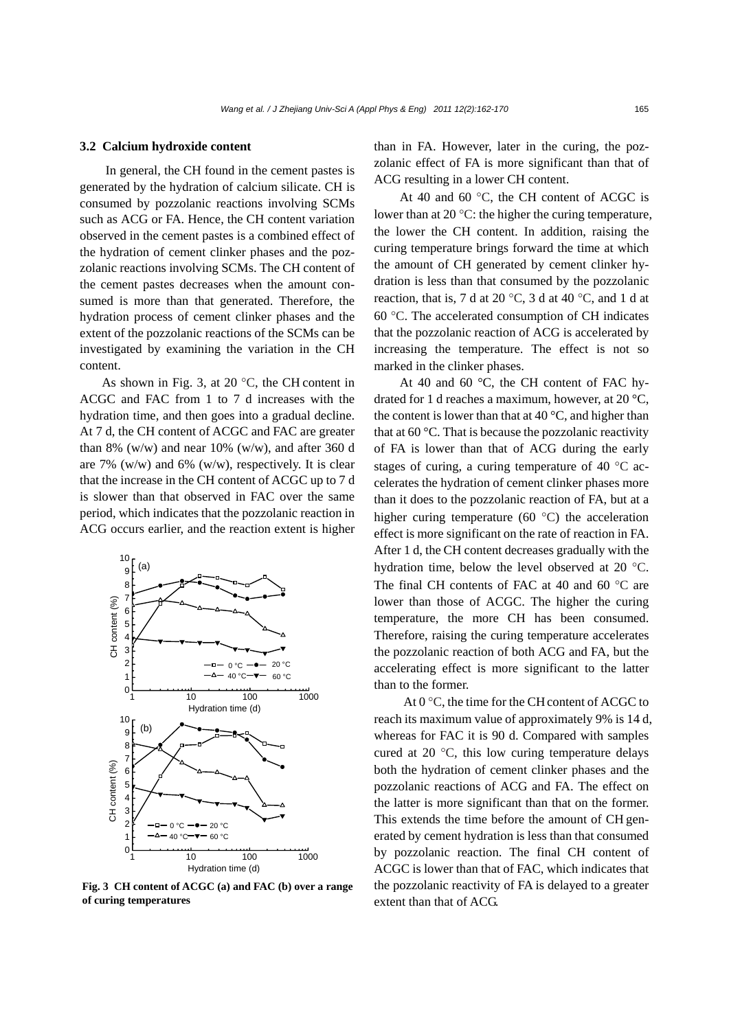### 3.2 Calcium hydroxide content

In general, the CH found in the cement pastes is generated by the hydration of calcium silicate. CH is consumed by pozzolanic reactions involving SCMs such as ACG or FA. Hence, the CH content variation observed in the cement pastes is a combined effect of the hydration of cement clinker phases and the pozzolanic reactions involving SCMs. The CH content of the cement pastes decreases when the amount consumed is more than that generated. Therefore, the hydration process of cement clinker phases and the extent of the pozzolanic reactions of the SCMs can be investigated by examining the variation in the CH content.

As shown in Fig. 3, at 20 °C, the CH content in ACGC and FAC from 1 to 7 d increases with the hydration time, and then goes into a gradual decline. At 7 d, the CH content of ACGC and FAC are greater than 8% (w/w) and near 10% (w/w), and after 360 d are 7% (w/w) and 6% (w/w), respectively. It is clear that the increase in the CH content of ACGC up to 7 d is slower than that observed in FAC over the same period, which indicates that the pozzolanic reaction in ACG occurs earlier, and the reaction extent is higher than in FA. However, later in the curing, the pozzolanic effect of FA is more significant than that of ACG resulting in a lower CH content.

**Fig. 3 CH content of ACGC (a) and FAC (b) over a range of curing temperatures**

At 40 and 60 °C, the CH content of ACGC is lower than at 20 °C: the higher the curing temperature, the lower the CH content. In addition, raising the curing temperature brings forward the time at which the amount of CH generated by cement clinker hydration is less than that consumed by the pozzolanic reaction, that is, 7 d at 20 °C, 3 d at 40 °C, and 1 d at 60 °C. The accelerated consumption of CH indicates that the pozzolanic reaction of ACG is accelerated by increasing the temperature. The effect is not so marked in the clinker phases.

At 40 and 60 °C, the CH content of FAC hydrated for 1 d reaches a maximum, however, at 20 °C, the content is lower than that at 40 °C, and higher than that at 60 °C. That is because the pozzolanic reactivity of FA is lower than that of ACG during the early stages of curing, a curing temperature of 40 °C accelerates the hydration of cement clinker phases more than it does to the pozzolanic reaction of FA, but at a higher curing temperature (60 °C) the acceleration effect is more significant on the rate of reaction in FA. After 1 d, the CH content decreases gradually with the hydration time, below the level observed at 20 °C. The final CH contents of FAC at 40 and 60 °C are lower than those of ACGC. The higher the curing temperature, the more CH has been consumed. Therefore, raising the curing temperature accelerates the pozzolanic reaction of both ACG and FA, but the accelerating effect is more significant to the latter than to the former.

At 0 °C, the time for the CH content of ACGC to reach its maximum value of approximately 9% is 14 d, whereas for FAC it is 90 d. Compared with samples cured at 20 °C, this low curing temperature delays both the hydration of cement clinker phases and the pozzolanic reactions of ACG and FA. The effect on the latter is more significant than that on the former. This extends the time before the amount of CH generated by cement hydration is less than that consumed by pozzolanic reaction. The final CH content of ACGC is lower than that of FAC, which indicates that the pozzolanic reactivity of FA is delayed to a greater extent than that of ACG.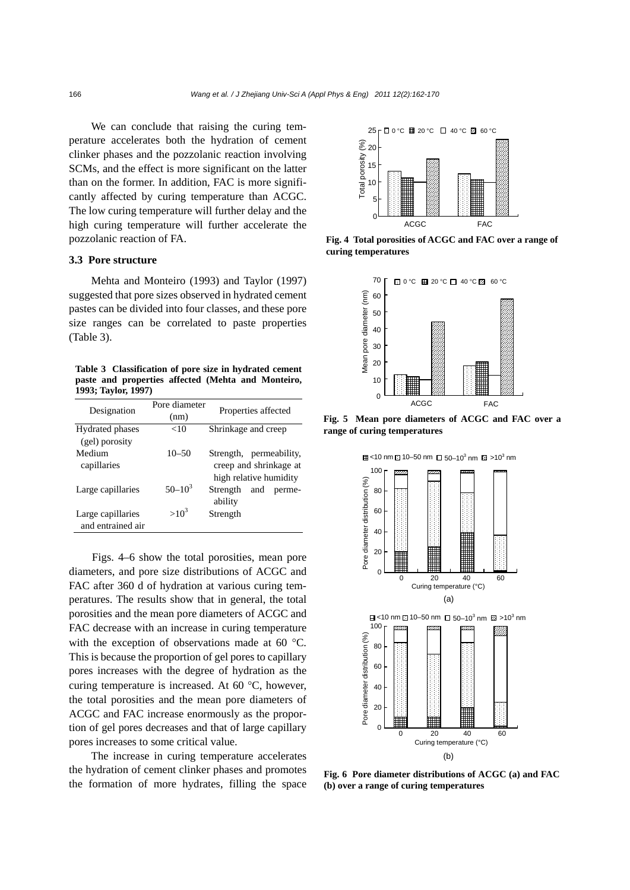We can conclude that raising the curing temperature accelerates both the hydration of cement clinker phases and the pozzolanic reaction involving SCMs, and the effect is more significant on the latter than on the former. In addition, FAC is more significantly affected by curing temperature than ACGC. The low curing temperature will further delay and the high curing temperature will further accelerate the pozzolanic reaction of FA.

### 3.3 Pore structure

Mehta and Monteiro (1993) and Taylor (1997) suggested that pore sizes observed in hydrated cement pastes can be divided into four classes, and these pore size ranges can be correlated to paste properties (Table 3).

**Table 3 Classification of pore size in hydrated cement paste and properties affected (Mehta and Monteiro, 1993; Taylor, 1997)**

| Designation | Pore diameter (nm) | Properties affected |
|---|---|---|
| Hydrated phases (gel) porosity | <10 | Shrinkage and creep |
| Medium capillaries | 10–50 | Strength, permeability, creep and shrinkage at high relative humidity |
| Large capillaries | $50–10^3$ | Strength and permeability |
| Large capillaries and entrained air | $>10^3$ | Strength |

Figs. 4–6 show the total porosities, mean pore diameters, and pore size distributions of ACGC and FAC after 360 d of hydration at various curing temperatures. The results show that in general, the total porosities and the mean pore diameters of ACGC and FAC decrease with an increase in curing temperature with the exception of observations made at 60 °C. This is because the proportion of gel pores to capillary pores increases with the degree of hydration as the curing temperature is increased. At 60 °C, however, the total porosities and the mean pore diameters of ACGC and FAC increase enormously as the proportion of gel pores decreases and that of large capillary pores increases to some critical value.

The increase in curing temperature accelerates the hydration of cement clinker phases and promotes the formation of more hydrates, filling the space

**Fig. 4 Total porosities of ACGC and FAC over a range of curing temperatures**

**Fig. 5 Mean pore diameters of ACGC and FAC over a range of curing temperatures**

**Fig. 6 Pore diameter distributions of ACGC (a) and FAC (b) over a range of curing temperatures**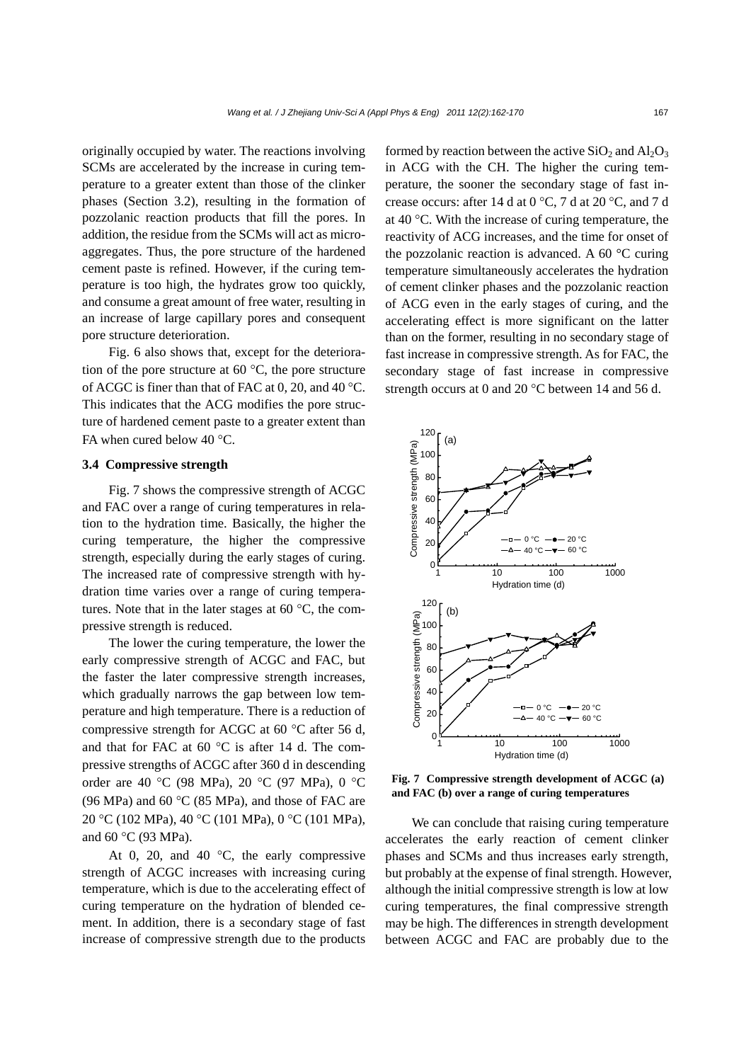originally occupied by water. The reactions involving SCMs are accelerated by the increase in curing temperature to a greater extent than those of the clinker phases (Section 3.2), resulting in the formation of pozzolanic reaction products that fill the pores. In addition, the residue from the SCMs will act as microaggregates. Thus, the pore structure of the hardened cement paste is refined. However, if the curing temperature is too high, the hydrates grow too quickly, and consume a great amount of free water, resulting in an increase of large capillary pores and consequent pore structure deterioration.

Fig. 6 also shows that, except for the deterioration of the pore structure at 60 °C, the pore structure of ACGC is finer than that of FAC at 0, 20, and 40 °C. This indicates that the ACG modifies the pore structure of hardened cement paste to a greater extent than FA when cured below 40 °C.

### 3.4 Compressive strength

Fig. 7 shows the compressive strength of ACGC and FAC over a range of curing temperatures in relation to the hydration time. Basically, the higher the curing temperature, the higher the compressive strength, especially during the early stages of curing. The increased rate of compressive strength with hydration time varies over a range of curing temperatures. Note that in the later stages at 60 °C, the compressive strength is reduced.

The lower the curing temperature, the lower the early compressive strength of ACGC and FAC, but the faster the later compressive strength increases, which gradually narrows the gap between low temperature and high temperature. There is a reduction of compressive strength for ACGC at 60 °C after 56 d, and that for FAC at 60 °C is after 14 d. The compressive strengths of ACGC after 360 d in descending order are 40 °C (98 MPa), 20 °C (97 MPa), 0 °C (96 MPa) and 60 °C (85 MPa), and those of FAC are 20 °C (102 MPa), 40 °C (101 MPa), 0 °C (101 MPa), and 60 °C (93 MPa).

At 0, 20, and 40 °C, the early compressive strength of ACGC increases with increasing curing temperature, which is due to the accelerating effect of curing temperature on the hydration of blended cement. In addition, there is a secondary stage of fast increase of compressive strength due to the products formed by reaction between the active $SiO_2$ and $Al_2O_3$ in ACG with the CH. The higher the curing temperature, the sooner the secondary stage of fast increase occurs: after 14 d at 0 °C, 7 d at 20 °C, and 7 d at 40 °C. With the increase of curing temperature, the reactivity of ACG increases, and the time for onset of the pozzolanic reaction is advanced. A 60 °C curing temperature simultaneously accelerates the hydration of cement clinker phases and the pozzolanic reaction of ACG even in the early stages of curing, and the accelerating effect is more significant on the latter than on the former, resulting in no secondary stage of fast increase in compressive strength. As for FAC, the secondary stage of fast increase in compressive strength occurs at 0 and 20 °C between 14 and 56 d.

**Fig. 7 Compressive strength development of ACGC (a) and FAC (b) over a range of curing temperatures**

We can conclude that raising curing temperature accelerates the early reaction of cement clinker phases and SCMs and thus increases early strength, but probably at the expense of final strength. However, although the initial compressive strength is low at low curing temperatures, the final compressive strength may be high. The differences in strength development between ACGC and FAC are probably due to the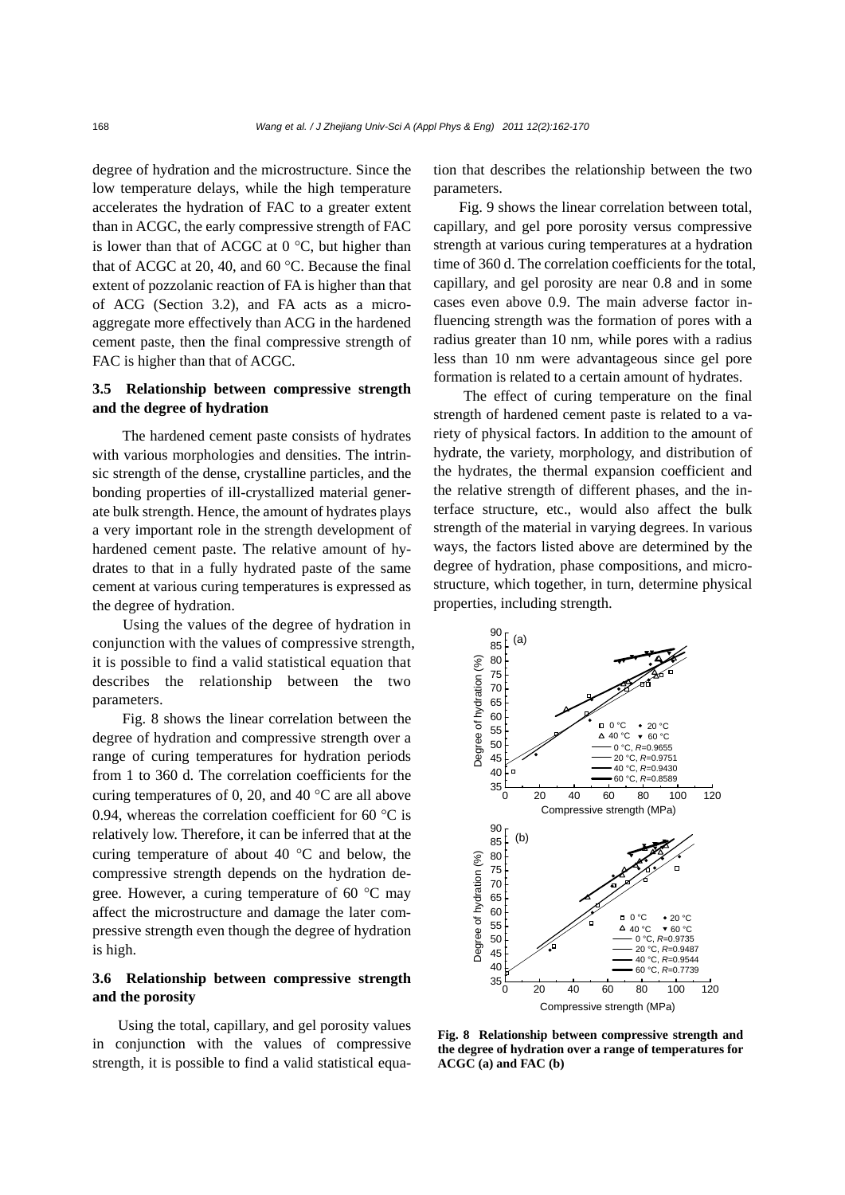degree of hydration and the microstructure. Since the low temperature delays, while the high temperature accelerates the hydration of FAC to a greater extent than in ACGC, the early compressive strength of FAC is lower than that of ACGC at 0 °C, but higher than that of ACGC at 20, 40, and 60 °C. Because the final extent of pozzolanic reaction of FA is higher than that of ACG (Section 3.2), and FA acts as a micro-aggregate more effectively than ACG in the hardened cement paste, then the final compressive strength of FAC is higher than that of ACGC.

### 3.5 Relationship between compressive strength and the degree of hydration

The hardened cement paste consists of hydrates with various morphologies and densities. The intrinsic strength of the dense, crystalline particles, and the bonding properties of ill-crystallized material generate bulk strength. Hence, the amount of hydrates plays a very important role in the strength development of hardened cement paste. The relative amount of hydrates to that in a fully hydrated paste of the same cement at various curing temperatures is expressed as the degree of hydration.

Using the values of the degree of hydration in conjunction with the values of compressive strength, it is possible to find a valid statistical equation that describes the relationship between the two parameters.

Fig. 8 shows the linear correlation between the degree of hydration and compressive strength over a range of curing temperatures for hydration periods from 1 to 360 d. The correlation coefficients for the curing temperatures of 0, 20, and 40 °C are all above 0.94, whereas the correlation coefficient for 60 °C is relatively low. Therefore, it can be inferred that at the curing temperature of about 40 °C and below, the compressive strength depends on the hydration degree. However, a curing temperature of 60 °C may affect the microstructure and damage the later compressive strength even though the degree of hydration is high.

### 3.6 Relationship between compressive strength and the porosity

Using the total, capillary, and gel porosity values in conjunction with the values of compressive strength, it is possible to find a valid statistical equation that describes the relationship between the two parameters.

Fig. 9 shows the linear correlation between total, capillary, and gel pore porosity versus compressive strength at various curing temperatures at a hydration time of 360 d. The correlation coefficients for the total, capillary, and gel porosity are near 0.8 and in some cases even above 0.9. The main adverse factor influencing strength was the formation of pores with a radius greater than 10 nm, while pores with a radius less than 10 nm were advantageous since gel pore formation is related to a certain amount of hydrates.

The effect of curing temperature on the final strength of hardened cement paste is related to a variety of physical factors. In addition to the amount of hydrate, the variety, morphology, and distribution of the hydrates, the thermal expansion coefficient and the relative strength of different phases, and the interface structure, etc., would also affect the bulk strength of the material in varying degrees. In various ways, the factors listed above are determined by the degree of hydration, phase compositions, and microstructure, which together, in turn, determine physical properties, including strength.

**Fig. 8 Relationship between compressive strength and the degree of hydration over a range of temperatures for ACGC (a) and FAC (b)**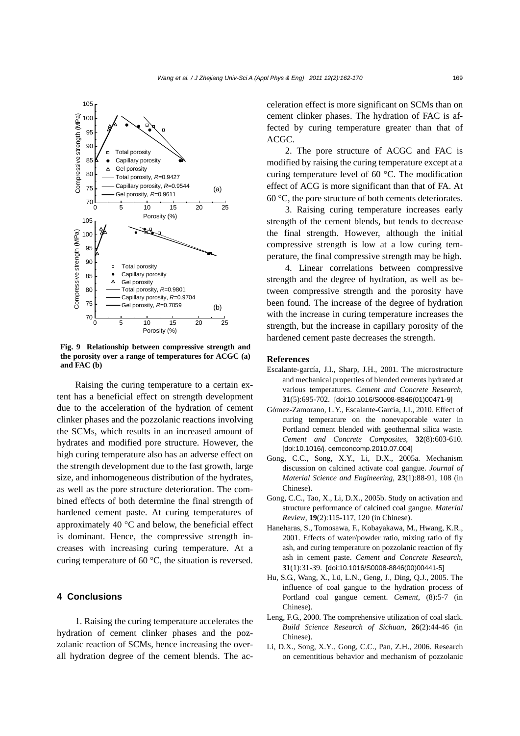Fig. 9 Relationship between compressive strength and the porosity over a range of temperatures for ACGC (a) and FAC (b)

Raising the curing temperature to a certain extent has a beneficial effect on strength development due to the acceleration of the hydration of cement clinker phases and the pozzolanic reactions involving the SCMs, which results in an increased amount of hydrates and modified pore structure. However, the high curing temperature also has an adverse effect on the strength development due to the fast growth, large size, and inhomogeneous distribution of the hydrates, as well as the pore structure deterioration. The combined effects of both determine the final strength of hardened cement paste. At curing temperatures of approximately 40 °C and below, the beneficial effect is dominant. Hence, the compressive strength increases with increasing curing temperature. At a curing temperature of 60 °C, the situation is reversed.

## 4 Conclusions

1. Raising the curing temperature accelerates the hydration of cement clinker phases and the pozzolanic reaction of SCMs, hence increasing the overall hydration degree of the cement blends. The acceleration effect is more significant on SCMs than on cement clinker phases. The hydration of FAC is affected by curing temperature greater than that of ACGC.

2. The pore structure of ACGC and FAC is modified by raising the curing temperature except at a curing temperature level of 60 °C. The modification effect of ACG is more significant than that of FA. At 60 °C, the pore structure of both cements deteriorates.

3. Raising curing temperature increases early strength of the cement blends, but tends to decrease the final strength. However, although the initial compressive strength is low at a low curing temperature, the final compressive strength may be high.

4. Linear correlations between compressive strength and the degree of hydration, as well as between compressive strength and the porosity have been found. The increase of the degree of hydration with the increase in curing temperature increases the strength, but the increase in capillary porosity of the hardened cement paste decreases the strength.

### References

Escalante-garcía, J.I., Sharp, J.H., 2001. The microstructure and mechanical properties of blended cements hydrated at various temperatures. *Cement and Concrete Research*, **31**(5):695-702. [doi:10.1016/S0008-8846(01)00471-9]

Gómez-Zamorano, L.Y., Escalante-García, J.I., 2010. Effect of curing temperature on the nonevaporable water in Portland cement blended with geothermal silica waste. *Cement and Concrete Composites*, **32**(8):603-610. [doi:10.1016/j. cemconcomp.2010.07.004]

Gong, C.C., Song, X.Y., Li, D.X., 2005a. Mechanism discussion on calcined activate coal gangue. *Journal of Material Science and Engineering*, **23**(1):88-91, 108 (in Chinese).

Gong, C.C., Tao, X., Li, D.X., 2005b. Study on activation and structure performance of calcined coal gangue. *Material Review*, **19**(2):115-117, 120 (in Chinese).

Haneharas, S., Tomosawa, F., Kobayakawa, M., Hwang, K.R., 2001. Effects of water/powder ratio, mixing ratio of fly ash, and curing temperature on pozzolanic reaction of fly ash in cement paste. *Cement and Concrete Research*, **31**(1):31-39. [doi:10.1016/S0008-8846(00)00441-5]

Hu, S.G., Wang, X., Lü, L.N., Geng, J., Ding, Q.J., 2005. The influence of coal gangue to the hydration process of Portland coal gangue cement. *Cement*, (8):5-7 (in Chinese).

Leng, F.G., 2000. The comprehensive utilization of coal slack. *Build Science Research of Sichuan*, **26**(2):44-46 (in Chinese).

Li, D.X., Song, X.Y., Gong, C.C., Pan, Z.H., 2006. Research on cementitious behavior and mechanism of pozzolanic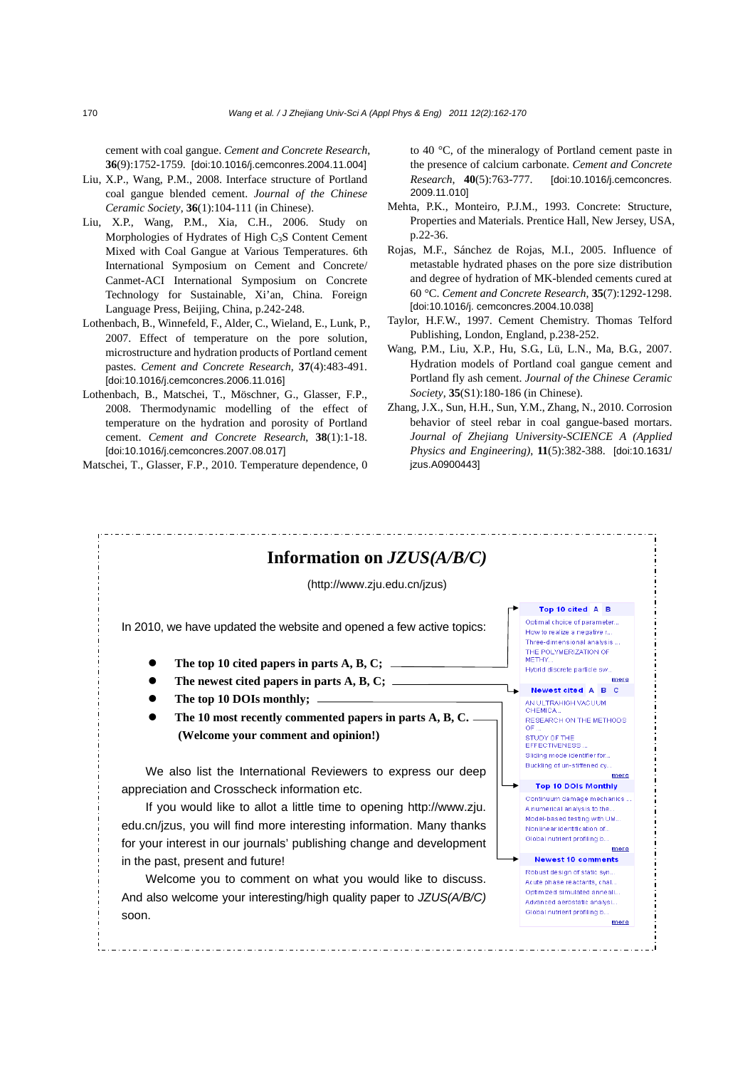cement with coal gangue. *Cement and Concrete Research*, **36**(9):1752-1759. [doi:10.1016/j.cemconres.2004.11.004]

Liu, X.P., Wang, P.M., 2008. Interface structure of Portland coal gangue blended cement. *Journal of the Chinese Ceramic Society*, **36**(1):104-111 (in Chinese).

Liu, X.P., Wang, P.M., Xia, C.H., 2006. Study on Morphologies of Hydrates of High $C_3S$ Content Cement Mixed with Coal Gangue at Various Temperatures. 6th International Symposium on Cement and Concrete/ Canmet-ACI International Symposium on Concrete Technology for Sustainable, Xi'an, China. Foreign Language Press, Beijing, China, p.242-248.

Lothenbach, B., Winnefeld, F., Alder, C., Wieland, E., Lunk, P., 2007. Effect of temperature on the pore solution, microstructure and hydration products of Portland cement pastes. *Cement and Concrete Research*, **37**(4):483-491. [doi:10.1016/j.cemconcres.2006.11.016]

Lothenbach, B., Matschei, T., Möschner, G., Glasser, F.P., 2008. Thermodynamic modelling of the effect of temperature on the hydration and porosity of Portland cement. *Cement and Concrete Research*, **38**(1):1-18. [doi:10.1016/j.cemconcres.2007.08.017]

Matschei, T., Glasser, F.P., 2010. Temperature dependence, 0 to 40 °C, of the mineralogy of Portland cement paste in the presence of calcium carbonate. *Cement and Concrete Research*, **40**(5):763-777. [doi:10.1016/j.cemconcres.2009.11.010]

Mehta, P.K., Monteiro, P.J.M., 1993. Concrete: Structure, Properties and Materials. Prentice Hall, New Jersey, USA, p.22-36.

Rojas, M.F., Sánchez de Rojas, M.I., 2005. Influence of metastable hydrated phases on the pore size distribution and degree of hydration of MK-blended cements cured at 60 °C. *Cement and Concrete Research*, **35**(7):1292-1298. [doi:10.1016/j.cemconcres.2004.10.038]

Taylor, H.F.W., 1997. Cement Chemistry. Thomas Telford Publishing, London, England, p.238-252.

Wang, P.M., Liu, X.P., Hu, S.G., Lü, L.N., Ma, B.G., 2007. Hydration models of Portland coal gangue cement and Portland fly ash cement. *Journal of the Chinese Ceramic Society*, **35**(S1):180-186 (in Chinese).

Zhang, J.X., Sun, H.H., Sun, Y.M., Zhang, N., 2010. Corrosion behavior of steel rebar in coal gangue-based mortars. *Journal of Zhejiang University-SCIENCE A (Applied Physics and Engineering)*, **11**(5):382-388. [doi:10.1631/jzus.A0900443]

---

# Information on *JZUS(A/B/C)*

(http://www.zju.edu.cn/jzus)

In 2010, we have updated the website and opened a few active topics:

- **The top 10 cited papers in parts A, B, C;**
- **The newest cited papers in parts A, B, C;**
- **The top 10 DOIs monthly;**
- **The 10 most recently commented papers in parts A, B, C. (Welcome your comment and opinion!)**

We also list the International Reviewers to express our deep appreciation and Crosscheck information etc.

If you would like to allot a little time to opening http://www.zju.edu.cn/jzus, you will find more interesting information. Many thanks for your interest in our journals' publishing change and development in the past, present and future!

Welcome you to comment on what you would like to discuss. And also welcome your interesting/high quality paper to *JZUS(A/B/C)* soon.

**Top 10 cited** A B
Optimal choice of parameter...
How to realize a negative r...
Three-dimensional analysis ...
THE POLYMERIZATION OF METHY...
Hybrid discrete particle sw...
more

**Newest cited** A B C
AN ULTRAHIGH VACUUM CHEMICA...
RESEARCH ON THE METHODS OF ...
STUDY OF THE EFFECTIVENESS ...
Sliding mode identifier for...
Buckling of un-stiffened cy...
more

**Top 10 DOIs Monthly**
Continuum damage mechanics ...
A numerical analysis to the...
Model-based testing with UM...
Nonlinear identification of...
Global nutrient profiling b...
more

**Newest 10 comments**
Robust design of static syn...
Acute phase reactants, chal...
Optimized simulated anneali...
Advanced aerostatic analysi...
Global nutrient profiling b...
more